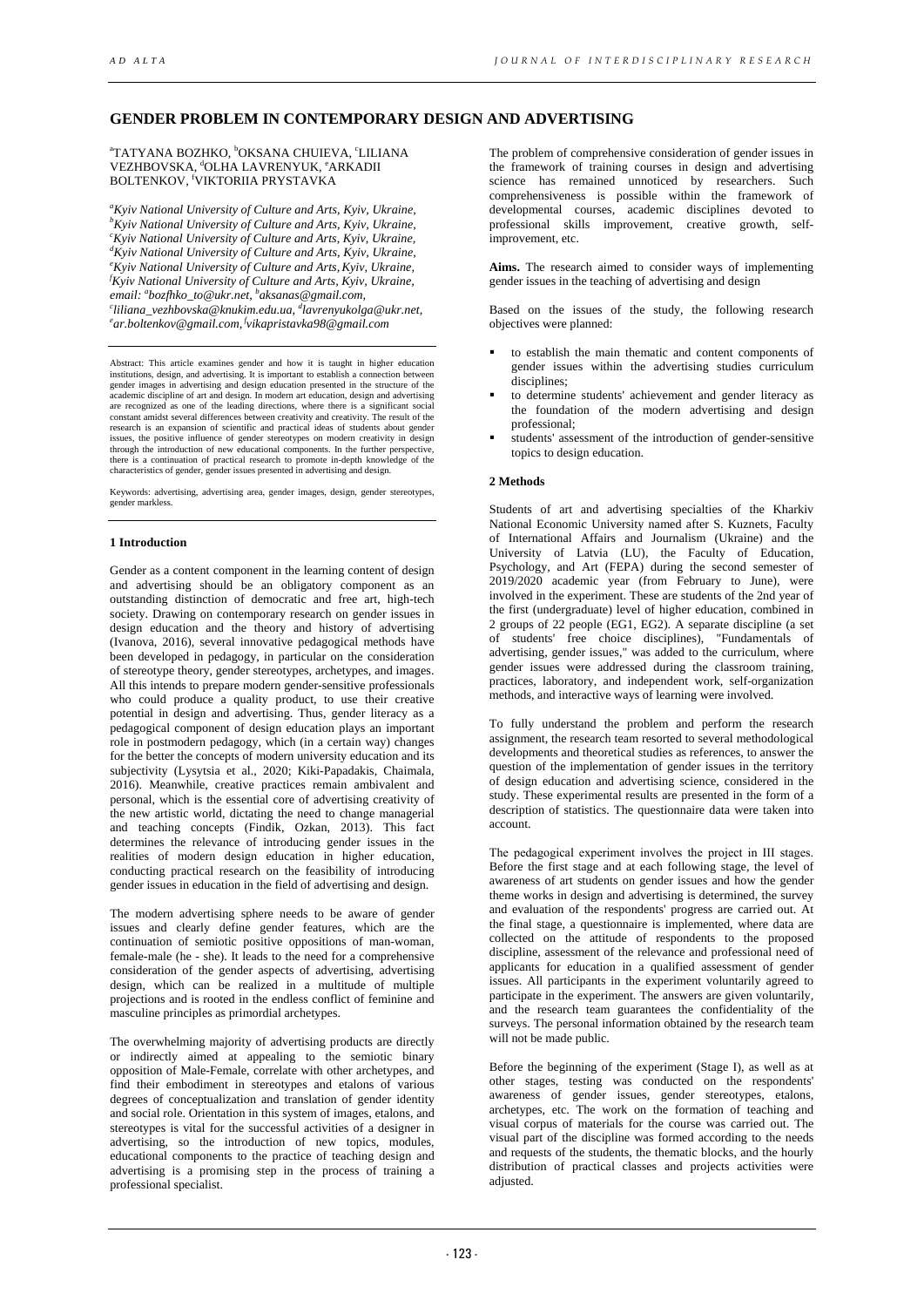# GENDER PROBLEM IN CONTEMPORARY DESIGN AND ADVERTISING

[a]TATYANA BOZHKO, [b]OKSANA CHUIEVA, [c]LILIANA VEZHBOVSKA, [d]OLHA LAVRENYUK, [e]ARKADII BOLTENKOV, [f]VIKTORIIA PRYSTAVKA

*[a]Kyiv National University of Culture and Arts, Kyiv, Ukraine,*
*[b]Kyiv National University of Culture and Arts, Kyiv, Ukraine,*
*[c]Kyiv National University of Culture and Arts, Kyiv, Ukraine,*
*[d]Kyiv National University of Culture and Arts, Kyiv, Ukraine,*
*[e]Kyiv National University of Culture and Arts, Kyiv, Ukraine,*
*[f]Kyiv National University of Culture and Arts, Kyiv, Ukraine,*
*email: [a]bozfhko_to@ukr.net, [b]aksanas@gmail.com,*
*[c]liliana_vezhbovska@knukim.edu.ua, [d]lavrenyukolga@ukr.net,*
*[e]ar.boltenkov@gmail.com, [f]vikapristavka98@gmail.com*

Abstract: This article examines gender and how it is taught in higher education institutions, design, and advertising. It is important to establish a connection between gender images in advertising and design education presented in the structure of the academic discipline of art and design. In modern art education, design and advertising are recognized as one of the leading directions, where there is a significant social constant amidst several differences between creativity and creativity. The result of the research is an expansion of scientific and practical ideas of students about gender issues, the positive influence of gender stereotypes on modern creativity in design through the introduction of new educational components. In the further perspective, there is a continuation of practical research to promote in-depth knowledge of the characteristics of gender, gender issues presented in advertising and design.

Keywords: advertising, advertising area, gender images, design, gender stereotypes, gender markless.

## 1 Introduction

Gender as a content component in the learning content of design and advertising should be an obligatory component as an outstanding distinction of democratic and free art, high-tech society. Drawing on contemporary research on gender issues in design education and the theory and history of advertising (Ivanova, 2016), several innovative pedagogical methods have been developed in pedagogy, in particular on the consideration of stereotype theory, gender stereotypes, archetypes, and images. All this intends to prepare modern gender-sensitive professionals who could produce a quality product, to use their creative potential in design and advertising. Thus, gender literacy as a pedagogical component of design education plays an important role in postmodern pedagogy, which (in a certain way) changes for the better the concepts of modern university education and its subjectivity (Lysytsia et al., 2020; Kiki-Papadakis, Chaimala, 2016). Meanwhile, creative practices remain ambivalent and personal, which is the essential core of advertising creativity of the new artistic world, dictating the need to change managerial and teaching concepts (Findik, Ozkan, 2013). This fact determines the relevance of introducing gender issues in the realities of modern design education in higher education, conducting practical research on the feasibility of introducing gender issues in education in the field of advertising and design.

The modern advertising sphere needs to be aware of gender issues and clearly define gender features, which are the continuation of semiotic positive oppositions of man-woman, female-male (he - she). It leads to the need for a comprehensive consideration of the gender aspects of advertising, advertising design, which can be realized in a multitude of multiple projections and is rooted in the endless conflict of feminine and masculine principles as primordial archetypes.

The overwhelming majority of advertising products are directly or indirectly aimed at appealing to the semiotic binary opposition of Male-Female, correlate with other archetypes, and find their embodiment in stereotypes and etalons of various degrees of conceptualization and translation of gender identity and social role. Orientation in this system of images, etalons, and stereotypes is vital for the successful activities of a designer in advertising, so the introduction of new topics, modules, educational components to the practice of teaching design and advertising is a promising step in the process of training a professional specialist.

The problem of comprehensive consideration of gender issues in the framework of training courses in design and advertising science has remained unnoticed by researchers. Such comprehensiveness is possible within the framework of developmental courses, academic disciplines devoted to professional skills improvement, creative growth, self-improvement, etc.

**Aims.** The research aimed to consider ways of implementing gender issues in the teaching of advertising and design

Based on the issues of the study, the following research objectives were planned:

- to establish the main thematic and content components of gender issues within the advertising studies curriculum disciplines;
- to determine students' achievement and gender literacy as the foundation of the modern advertising and design professional;
- students' assessment of the introduction of gender-sensitive topics to design education.

## 2 Methods

Students of art and advertising specialties of the Kharkiv National Economic University named after S. Kuznets, Faculty of International Affairs and Journalism (Ukraine) and the University of Latvia (LU), the Faculty of Education, Psychology, and Art (FEPA) during the second semester of 2019/2020 academic year (from February to June), were involved in the experiment. These are students of the 2nd year of the first (undergraduate) level of higher education, combined in 2 groups of 22 people (EG1, EG2). A separate discipline (a set of students' free choice disciplines), "Fundamentals of advertising, gender issues," was added to the curriculum, where gender issues were addressed during the classroom training, practices, laboratory, and independent work, self-organization methods, and interactive ways of learning were involved.

To fully understand the problem and perform the research assignment, the research team resorted to several methodological developments and theoretical studies as references, to answer the question of the implementation of gender issues in the territory of design education and advertising science, considered in the study. These experimental results are presented in the form of a description of statistics. The questionnaire data were taken into account.

The pedagogical experiment involves the project in III stages. Before the first stage and at each following stage, the level of awareness of art students on gender issues and how the gender theme works in design and advertising is determined, the survey and evaluation of the respondents' progress are carried out. At the final stage, a questionnaire is implemented, where data are collected on the attitude of respondents to the proposed discipline, assessment of the relevance and professional need of applicants for education in a qualified assessment of gender issues. All participants in the experiment voluntarily agreed to participate in the experiment. The answers are given voluntarily, and the research team guarantees the confidentiality of the surveys. The personal information obtained by the research team will not be made public.

Before the beginning of the experiment (Stage I), as well as at other stages, testing was conducted on the respondents' awareness of gender issues, gender stereotypes, etalons, archetypes, etc. The work on the formation of teaching and visual corpus of materials for the course was carried out. The visual part of the discipline was formed according to the needs and requests of the students, the thematic blocks, and the hourly distribution of practical classes and projects activities were adjusted.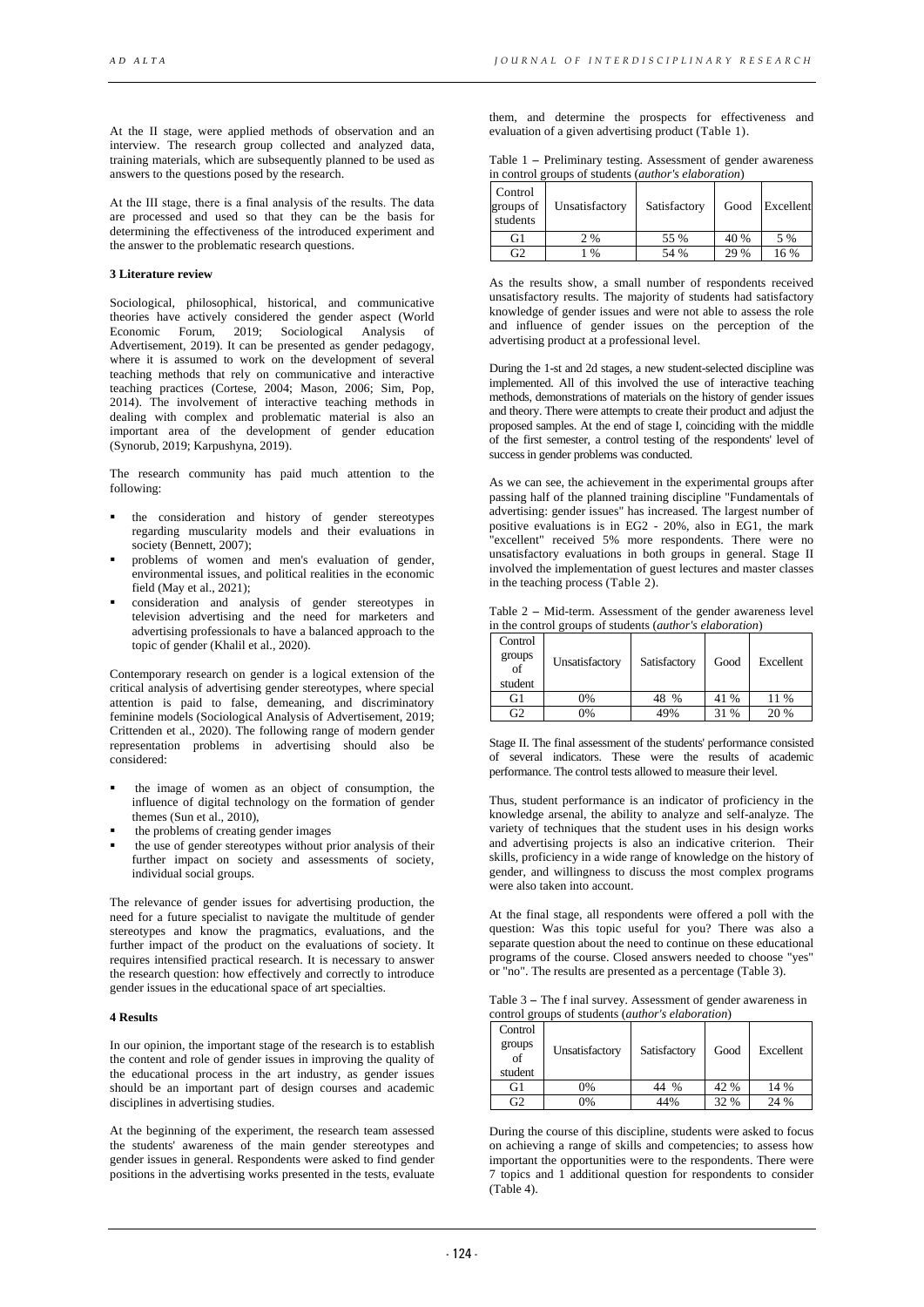At the II stage, were applied methods of observation and an interview. The research group collected and analyzed data, training materials, which are subsequently planned to be used as answers to the questions posed by the research.

At the III stage, there is a final analysis of the results. The data are processed and used so that they can be the basis for determining the effectiveness of the introduced experiment and the answer to the problematic research questions.

### 3 Literature review

Sociological, philosophical, historical, and communicative theories have actively considered the gender aspect (World Economic Forum, 2019; Sociological Analysis of Advertisement, 2019). It can be presented as gender pedagogy, where it is assumed to work on the development of several teaching methods that rely on communicative and interactive teaching practices (Cortese, 2004; Mason, 2006; Sim, Pop, 2014). The involvement of interactive teaching methods in dealing with complex and problematic material is also an important area of the development of gender education (Synorub, 2019; Karpushyna, 2019).

The research community has paid much attention to the following:

- the consideration and history of gender stereotypes regarding musculinity models and their evaluations in society (Bennett, 2007);
- problems of women and men's evaluation of gender, environmental issues, and political realities in the economic field (May et al., 2021);
- consideration and analysis of gender stereotypes in television advertising and the need for marketers and advertising professionals to have a balanced approach to the topic of gender (Khalil et al., 2020).

Contemporary research on gender is a logical extension of the critical analysis of advertising gender stereotypes, where special attention is paid to false, demeaning, and discriminatory feminine models (Sociological Analysis of Advertisement, 2019; Crittenden et al., 2020). The following range of modern gender representation problems in advertising should also be considered:

- the image of women as an object of consumption, the influence of digital technology on the formation of gender themes (Sun et al., 2010),
- the problems of creating gender images
- the use of gender stereotypes without prior analysis of their further impact on society and assessments of society, individual social groups.

The relevance of gender issues for advertising production, the need for a future specialist to navigate the multitude of gender stereotypes and know the pragmatics, evaluations, and the further impact of the product on the evaluations of society. It requires intensified practical research. It is necessary to answer the research question: how effectively and correctly to introduce gender issues in the educational space of art specialties.

### 4 Results

In our opinion, the important stage of the research is to establish the content and role of gender issues in improving the quality of the educational process in the art industry, as gender issues should be an important part of design courses and academic disciplines in advertising studies.

At the beginning of the experiment, the research team assessed the students' awareness of the main gender stereotypes and gender issues in general. Respondents were asked to find gender positions in the advertising works presented in the tests, evaluate them, and determine the prospects for effectiveness and evaluation of a given advertising product (Table 1).

Table 1 – Preliminary testing. Assessment of gender awareness in control groups of students (*author's elaboration*)

| Control groups of students | Unsatisfactory | Satisfactory | Good | Excellent |
|---|---|---|---|---|
| G1 | 2 % | 55 % | 40 % | 5 % |
| G2 | 1 % | 54 % | 29 % | 16 % |

As the results show, a small number of respondents received unsatisfactory results. The majority of students had satisfactory knowledge of gender issues and were not able to assess the role and influence of gender issues on the perception of the advertising product at a professional level.

During the 1-st and 2d stages, a new student-selected discipline was implemented. All of this involved the use of interactive teaching methods, demonstrations of materials on the history of gender issues and theory. There were attempts to create their product and adjust the proposed samples. At the end of stage I, coinciding with the middle of the first semester, a control testing of the respondents' level of success in gender problems was conducted.

As we can see, the achievement in the experimental groups after passing half of the planned training discipline "Fundamentals of advertising: gender issues" has increased. The largest number of positive evaluations is in EG2 - 20%, also in EG1, the mark "excellent" received 5% more respondents. There were no unsatisfactory evaluations in both groups in general. Stage II involved the implementation of guest lectures and master classes in the teaching process (Table 2).

Table 2 – Mid-term. Assessment of the gender awareness level in the control groups of students (*author's elaboration*)

| Control groups of student | Unsatisfactory | Satisfactory | Good | Excellent |
|---|---|---|---|---|
| G1 | 0% | 48 % | 41 % | 11 % |
| G2 | 0% | 49% | 31 % | 20 % |

Stage II. The final assessment of the students' performance consisted of several indicators. These were the results of academic performance. The control tests allowed to measure their level.

Thus, student performance is an indicator of proficiency in the knowledge arsenal, the ability to analyze and self-analyze. The variety of techniques that the student uses in his design works and advertising projects is also an indicative criterion. Their skills, proficiency in a wide range of knowledge on the history of gender, and willingness to discuss the most complex programs were also taken into account.

At the final stage, all respondents were offered a poll with the question: Was this topic useful for you? There was also a separate question about the need to continue on these educational programs of the course. Closed answers needed to choose "yes" or "no". The results are presented as a percentage (Table 3).

Table 3 – The f inal survey. Assessment of gender awareness in control groups of students (*author's elaboration*)

| Control groups of student | Unsatisfactory | Satisfactory | Good | Excellent |
|---|---|---|---|---|
| G1 | 0% | 44 % | 42 % | 14 % |
| G2 | 0% | 44% | 32 % | 24 % |

During the course of this discipline, students were asked to focus on achieving a range of skills and competencies; to assess how important the opportunities were to the respondents. There were 7 topics and 1 additional question for respondents to consider (Table 4).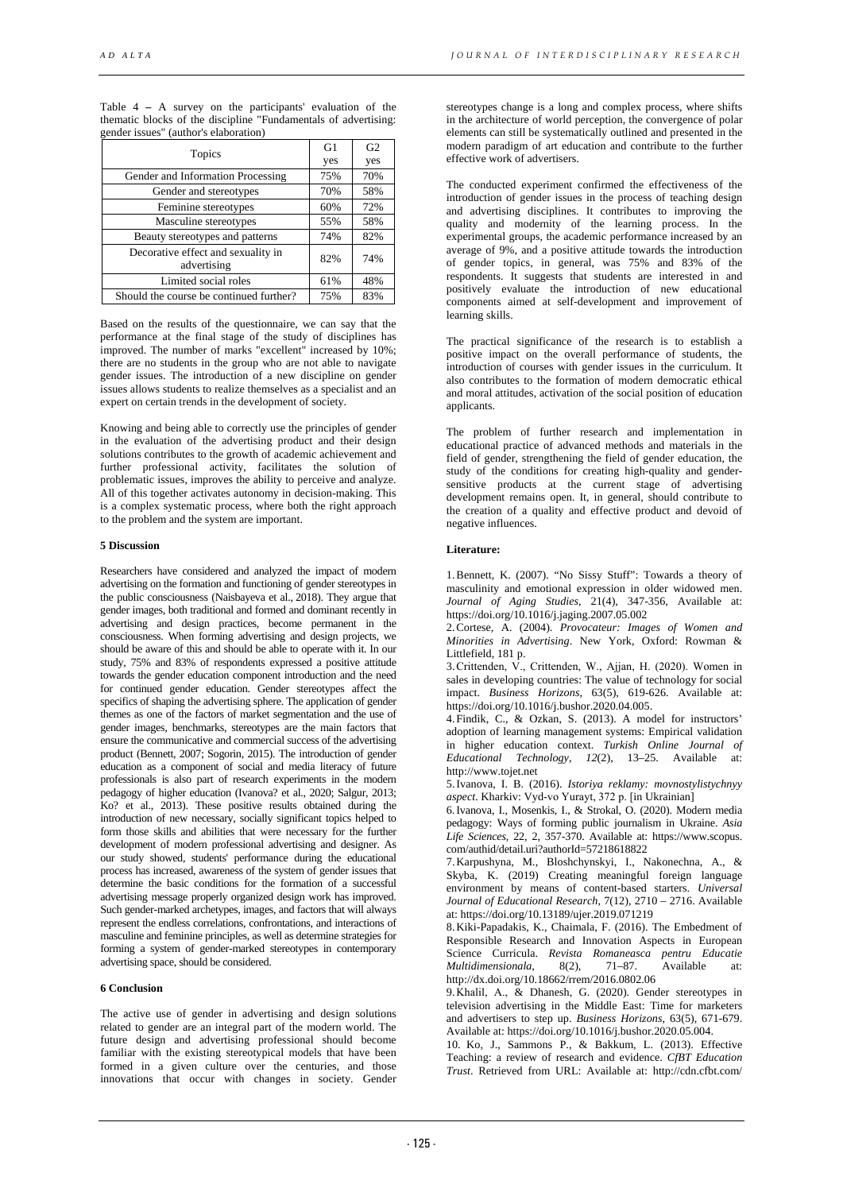Table 4 – A survey on the participants' evaluation of the thematic blocks of the discipline "Fundamentals of advertising: gender issues" (author's elaboration)

| Topics | G1 yes | G2 yes |
|---|---|---|
| Gender and Information Processing | 75% | 70% |
| Gender and stereotypes | 70% | 58% |
| Feminine stereotypes | 60% | 72% |
| Masculine stereotypes | 55% | 58% |
| Beauty stereotypes and patterns | 74% | 82% |
| Decorative effect and sexuality in advertising | 82% | 74% |
| Limited social roles | 61% | 48% |
| Should the course be continued further? | 75% | 83% |

Based on the results of the questionnaire, we can say that the performance at the final stage of the study of disciplines has improved. The number of marks "excellent" increased by 10%; there are no students in the group who are not able to navigate gender issues. The introduction of a new discipline on gender issues allows students to realize themselves as a specialist and an expert on certain trends in the development of society.

Knowing and being able to correctly use the principles of gender in the evaluation of the advertising product and their design solutions contributes to the growth of academic achievement and further professional activity, facilitates the solution of problematic issues, improves the ability to perceive and analyze. All of this together activates autonomy in decision-making. This is a complex systematic process, where both the right approach to the problem and the system are important.

## 5 Discussion

Researchers have considered and analyzed the impact of modern advertising on the formation and functioning of gender stereotypes in the public consciousness (Naisbayeva et al., 2018). They argue that gender images, both traditional and formed and dominant recently in advertising and design practices, become permanent in the consciousness. When forming advertising and design projects, we should be aware of this and should be able to operate with it. In our study, 75% and 83% of respondents expressed a positive attitude towards the gender education component introduction and the need for continued gender education. Gender stereotypes affect the specifics of shaping the advertising sphere. The application of gender themes as one of the factors of market segmentation and the use of gender images, benchmarks, stereotypes are the main factors that ensure the communicative and commercial success of the advertising product (Bennett, 2007; Sogorin, 2015). The introduction of gender education as a component of social and media literacy of future professionals is also part of research experiments in the modern pedagogy of higher education (Ivanova? et al., 2020; Salgur, 2013; Ko? et al., 2013). These positive results obtained during the introduction of new necessary, socially significant topics helped to form those skills and abilities that were necessary for the further development of modern professional advertising and designer. As our study showed, students' performance during the educational process has increased, awareness of the system of gender issues that determine the basic conditions for the formation of a successful advertising message properly organized design work has improved. Such gender-marked archetypes, images, and factors that will always represent the endless correlations, confrontations, and interactions of masculine and feminine principles, as well as determine strategies for forming a system of gender-marked stereotypes in contemporary advertising space, should be considered.

## 6 Conclusion

The active use of gender in advertising and design solutions related to gender are an integral part of the modern world. The future design and advertising professional should become familiar with the existing stereotypical models that have been formed in a given culture over the centuries, and those innovations that occur with changes in society. Gender stereotypes change is a long and complex process, where shifts in the architecture of world perception, the convergence of polar elements can still be systematically outlined and presented in the modern paradigm of art education and contribute to the further effective work of advertisers.

The conducted experiment confirmed the effectiveness of the introduction of gender issues in the process of teaching design and advertising disciplines. It contributes to improving the quality and modernity of the learning process. In the experimental groups, the academic performance increased by an average of 9%, and a positive attitude towards the introduction of gender topics, in general, was 75% and 83% of the respondents. It suggests that students are interested in and positively evaluate the introduction of new educational components aimed at self-development and improvement of learning skills.

The practical significance of the research is to establish a positive impact on the overall performance of students, the introduction of courses with gender issues in the curriculum. It also contributes to the formation of modern democratic ethical and moral attitudes, activation of the social position of education applicants.

The problem of further research and implementation in educational practice of advanced methods and materials in the field of gender, strengthening the field of gender education, the study of the conditions for creating high-quality and gender-sensitive products at the current stage of advertising development remains open. It, in general, should contribute to the creation of a quality and effective product and devoid of negative influences.

**Literature:**

1. Bennett, K. (2007). "No Sissy Stuff": Towards a theory of masculinity and emotional expression in older widowed men. *Journal of Aging Studies*, 21(4), 347-356, Available at: https://doi.org/10.1016/j.jaging.2007.05.002
2. Cortese, A. (2004). *Provocateur: Images of Women and Minorities in Advertising*. New York, Oxford: Rowman & Littlefield, 181 p.
3. Crittenden, V., Crittenden, W., Ajjan, H. (2020). Women in sales in developing countries: The value of technology for social impact. *Business Horizons*, 63(5), 619-626. Available at: https://doi.org/10.1016/j.bushor.2020.04.005.
4. Findik, C., & Ozkan, S. (2013). A model for instructors' adoption of learning management systems: Empirical validation in higher education context. *Turkish Online Journal of Educational Technology*, *12*(2), 13–25. Available at: http://www.tojet.net
5. Ivanova, I. B. (2016). *Istoriya reklamy: movnostylistychnyy aspect*. Kharkiv: Vyd-vo Yurayt, 372 p. [in Ukrainian]
6. Ivanova, I., Mosenkis, I., & Strokal, O. (2020). Modern media pedagogy: Ways of forming public journalism in Ukraine. *Asia Life Sciences,* 22, 2, 357-370. Available at: https://www.scopus.com/authid/detail.uri?authorId=57218618822
7. Karpushyna, M., Bloshchynskyi, I., Nakonechna, A., & Skyba, K. (2019) Creating meaningful foreign language environment by means of content-based starters. *Universal Journal of Educational Research*, 7(12), 2710 – 2716. Available at: https://doi.org/10.13189/ujer.2019.071219
8. Kiki-Papadakis, K., Chaimala, F. (2016). The Embedment of Responsible Research and Innovation Aspects in European Science Curricula. *Revista Romaneasca pentru Educatie Multidimensionala*, 8(2), 71–87. Available at: http://dx.doi.org/10.18662/rrem/2016.0802.06
9. Khalil, A., & Dhanesh, G. (2020). Gender stereotypes in television advertising in the Middle East: Time for marketers and advertisers to step up. *Business Horizons*, 63(5), 671-679. Available at: https://doi.org/10.1016/j.bushor.2020.05.004.
10. Ko, J., Sammons P., & Bakkum, L. (2013). Effective Teaching: a review of research and evidence. *CfBT Education Trust*. Retrieved from URL: Available at: http://cdn.cfbt.com/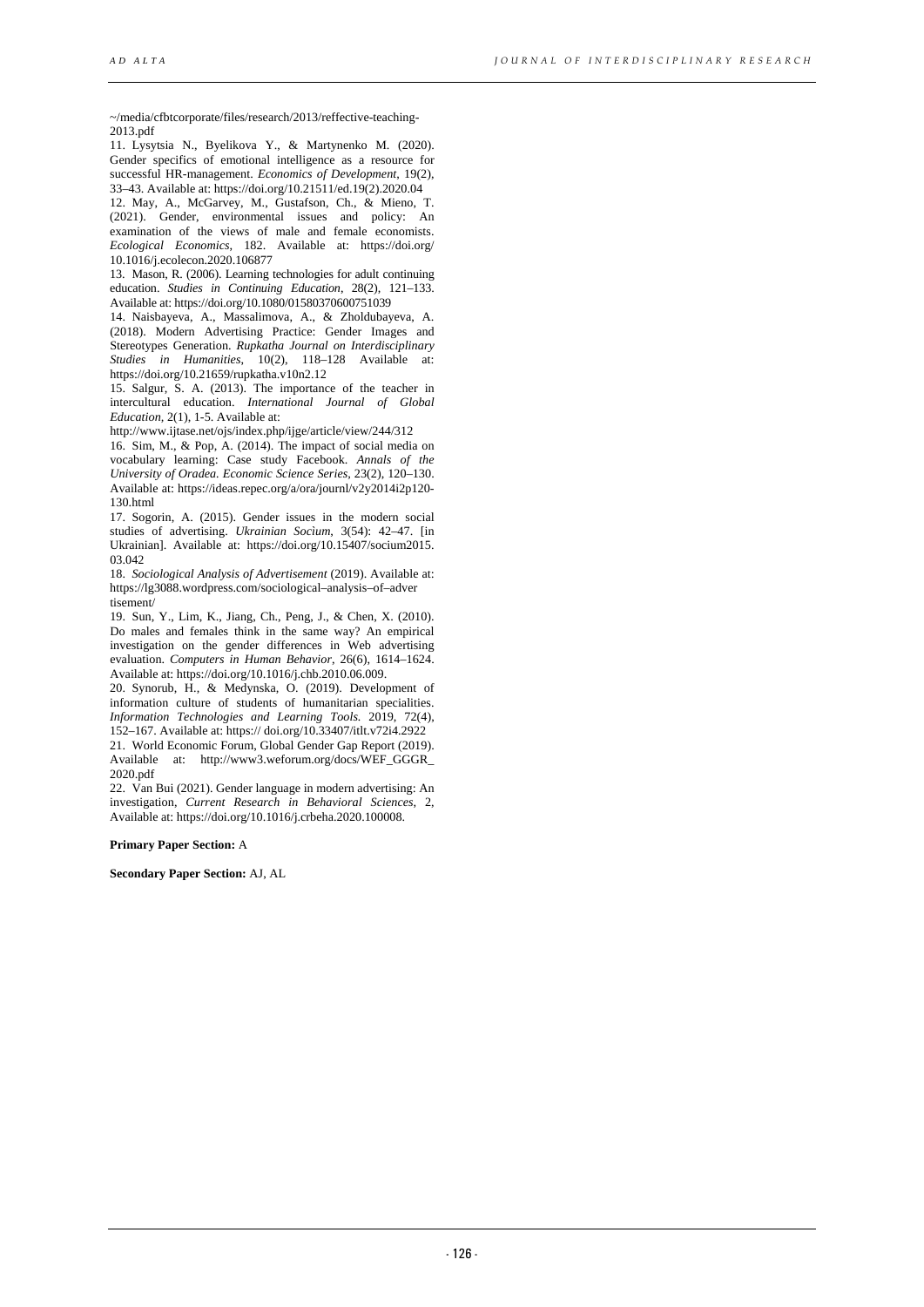~/media/cfbtcorporate/files/research/2013/reffective-teaching-2013.pdf

11. Lysytsia N., Byelikova Y., & Martynenko M. (2020). Gender specifics of emotional intelligence as a resource for successful HR-management. *Economics of Development*, 19(2), 33–43. Available at: https://doi.org/10.21511/ed.19(2).2020.04

12. May, A., McGarvey, M., Gustafson, Ch., & Mieno, T. (2021). Gender, environmental issues and policy: An examination of the views of male and female economists. *Ecological Economics*, 182. Available at: https://doi.org/10.1016/j.ecolecon.2020.106877

13. Mason, R. (2006). Learning technologies for adult continuing education. *Studies in Continuing Education*, 28(2), 121–133. Available at: https://doi.org/10.1080/01580370600751039

14. Naisbayeva, A., Massalimova, A., & Zholdubayeva, A. (2018). Modern Advertising Practice: Gender Images and Stereotypes Generation. *Rupkatha Journal on Interdisciplinary Studies in Humanities*, 10(2), 118–128 Available at: https://doi.org/10.21659/rupkatha.v10n2.12

15. Salgur, S. A. (2013). The importance of the teacher in intercultural education. *International Journal of Global Education*, 2(1), 1-5. Available at: http://www.ijtase.net/ojs/index.php/ijge/article/view/244/312

16. Sim, M., & Pop, A. (2014). The impact of social media on vocabulary learning: Case study Facebook. *Annals of the University of Oradea. Economic Science Series*, 23(2), 120–130. Available at: https://ideas.repec.org/a/ora/journl/v2y2014i2p120-130.html

17. Sogorin, A. (2015). Gender issues in the modern social studies of advertising. *Ukrainian Socium*, 3(54): 42–47. [in Ukrainian]. Available at: https://doi.org/10.15407/socium2015.03.042

18. *Sociological Analysis of Advertisement* (2019). Available at: https://lg3088.wordpress.com/sociological–analysis–of–advertisement/

19. Sun, Y., Lim, K., Jiang, Ch., Peng, J., & Chen, X. (2010). Do males and females think in the same way? An empirical investigation on the gender differences in Web advertising evaluation. *Computers in Human Behavior*, 26(6), 1614–1624. Available at: https://doi.org/10.1016/j.chb.2010.06.009.

20. Synorub, H., & Medynska, O. (2019). Development of information culture of students of humanitarian specialities. *Information Technologies and Learning Tools.* 2019, 72(4), 152–167. Available at: https:// doi.org/10.33407/itlt.v72i4.2922

21. World Economic Forum, Global Gender Gap Report (2019). Available at: http://www3.weforum.org/docs/WEF_GGGR_2020.pdf

22. Van Bui (2021). Gender language in modern advertising: An investigation, *Current Research in Behavioral Sciences*, 2, Available at: https://doi.org/10.1016/j.crbeha.2020.100008.

**Primary Paper Section:** A

**Secondary Paper Section:** AJ, AL